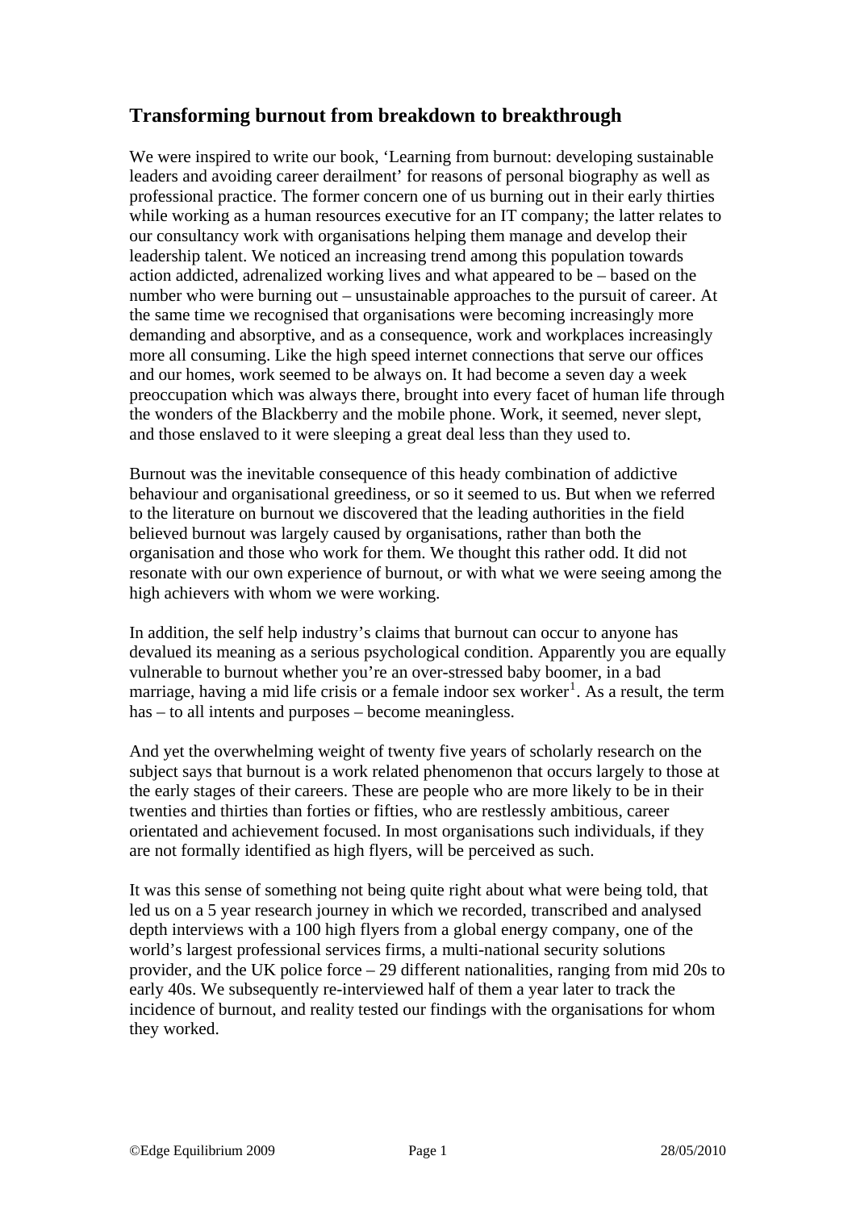## Transforming burnout from breakdown to breakthrough

We were inspired to write our book, 'Learning from burnout: developing sustainable leaders and avoiding career derailment' for reasons of personal biography as well as professional practice. The former concern one of us burning out in their early thirties while working as a human resources executive for an IT company; the latter relates to our consultancy work with organisations helping them manage and develop their leadership talent. We noticed an increasing trend among this population towards action addicted, adrenalized working lives and what appeared to be – based on the number who were burning out – unsustainable approaches to the pursuit of career. At the same time we recognised that organisations were becoming increasingly more demanding and absorptive, and as a consequence, work and workplaces increasingly more all consuming. Like the high speed internet connections that serve our offices and our homes, work seemed to be always on. It had become a seven day a week preoccupation which was always there, brought into every facet of human life through the wonders of the Blackberry and the mobile phone. Work, it seemed, never slept, and those enslaved to it were sleeping a great deal less than they used to.

Burnout was the inevitable consequence of this heady combination of addictive behaviour and organisational greediness, or so it seemed to us. But when we referred to the literature on burnout we discovered that the leading authorities in the field believed burnout was largely caused by organisations, rather than both the organisation and those who work for them. We thought this rather odd. It did not resonate with our own experience of burnout, or with what we were seeing among the high achievers with whom we were working.

In addition, the self help industry's claims that burnout can occur to anyone has devalued its meaning as a serious psychological condition. Apparently you are equally vulnerable to burnout whether you're an over-stressed baby boomer, in a bad marriage, having a mid life crisis or a female indoor sex worker[1]. As a result, the term has – to all intents and purposes – become meaningless.

And yet the overwhelming weight of twenty five years of scholarly research on the subject says that burnout is a work related phenomenon that occurs largely to those at the early stages of their careers. These are people who are more likely to be in their twenties and thirties than forties or fifties, who are restlessly ambitious, career orientated and achievement focused. In most organisations such individuals, if they are not formally identified as high flyers, will be perceived as such.

It was this sense of something not being quite right about what were being told, that led us on a 5 year research journey in which we recorded, transcribed and analysed depth interviews with a 100 high flyers from a global energy company, one of the world's largest professional services firms, a multi-national security solutions provider, and the UK police force – 29 different nationalities, ranging from mid 20s to early 40s. We subsequently re-interviewed half of them a year later to track the incidence of burnout, and reality tested our findings with the organisations for whom they worked.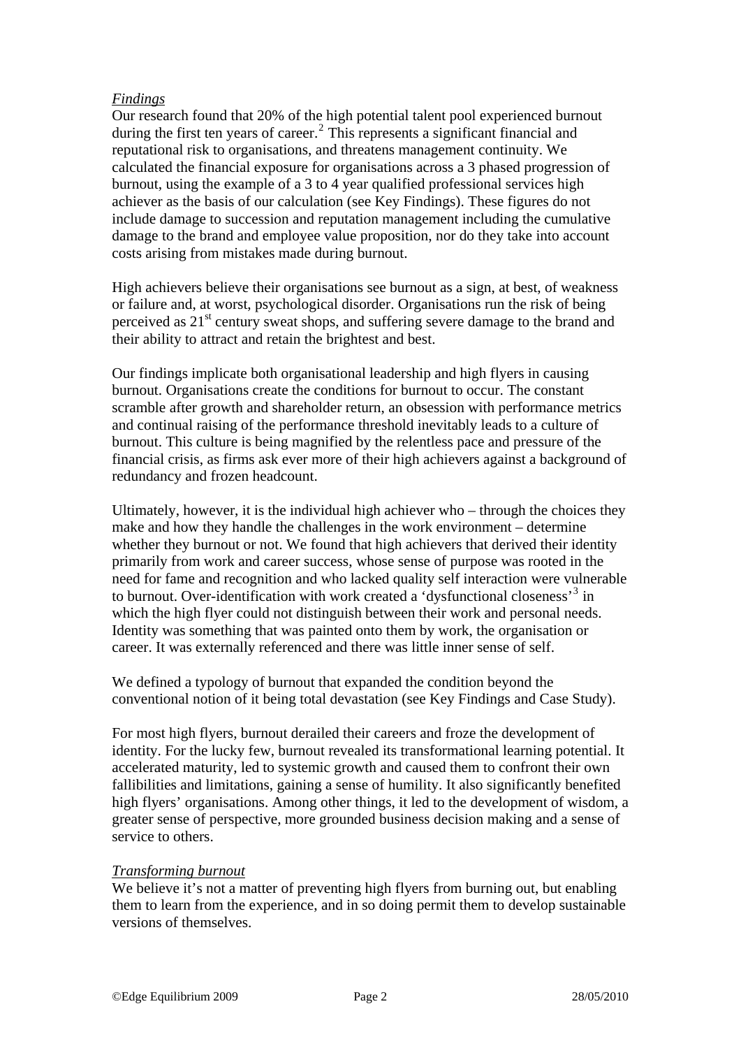*Findings*

Our research found that 20% of the high potential talent pool experienced burnout during the first ten years of career.[2] This represents a significant financial and reputational risk to organisations, and threatens management continuity. We calculated the financial exposure for organisations across a 3 phased progression of burnout, using the example of a 3 to 4 year qualified professional services high achiever as the basis of our calculation (see Key Findings). These figures do not include damage to succession and reputation management including the cumulative damage to the brand and employee value proposition, nor do they take into account costs arising from mistakes made during burnout.

High achievers believe their organisations see burnout as a sign, at best, of weakness or failure and, at worst, psychological disorder. Organisations run the risk of being perceived as 21st century sweat shops, and suffering severe damage to the brand and their ability to attract and retain the brightest and best.

Our findings implicate both organisational leadership and high flyers in causing burnout. Organisations create the conditions for burnout to occur. The constant scramble after growth and shareholder return, an obsession with performance metrics and continual raising of the performance threshold inevitably leads to a culture of burnout. This culture is being magnified by the relentless pace and pressure of the financial crisis, as firms ask ever more of their high achievers against a background of redundancy and frozen headcount.

Ultimately, however, it is the individual high achiever who – through the choices they make and how they handle the challenges in the work environment – determine whether they burnout or not. We found that high achievers that derived their identity primarily from work and career success, whose sense of purpose was rooted in the need for fame and recognition and who lacked quality self interaction were vulnerable to burnout. Over-identification with work created a 'dysfunctional closeness'[3] in which the high flyer could not distinguish between their work and personal needs. Identity was something that was painted onto them by work, the organisation or career. It was externally referenced and there was little inner sense of self.

We defined a typology of burnout that expanded the condition beyond the conventional notion of it being total devastation (see Key Findings and Case Study).

For most high flyers, burnout derailed their careers and froze the development of identity. For the lucky few, burnout revealed its transformational learning potential. It accelerated maturity, led to systemic growth and caused them to confront their own fallibilities and limitations, gaining a sense of humility. It also significantly benefited high flyers' organisations. Among other things, it led to the development of wisdom, a greater sense of perspective, more grounded business decision making and a sense of service to others.

*Transforming burnout*

We believe it's not a matter of preventing high flyers from burning out, but enabling them to learn from the experience, and in so doing permit them to develop sustainable versions of themselves.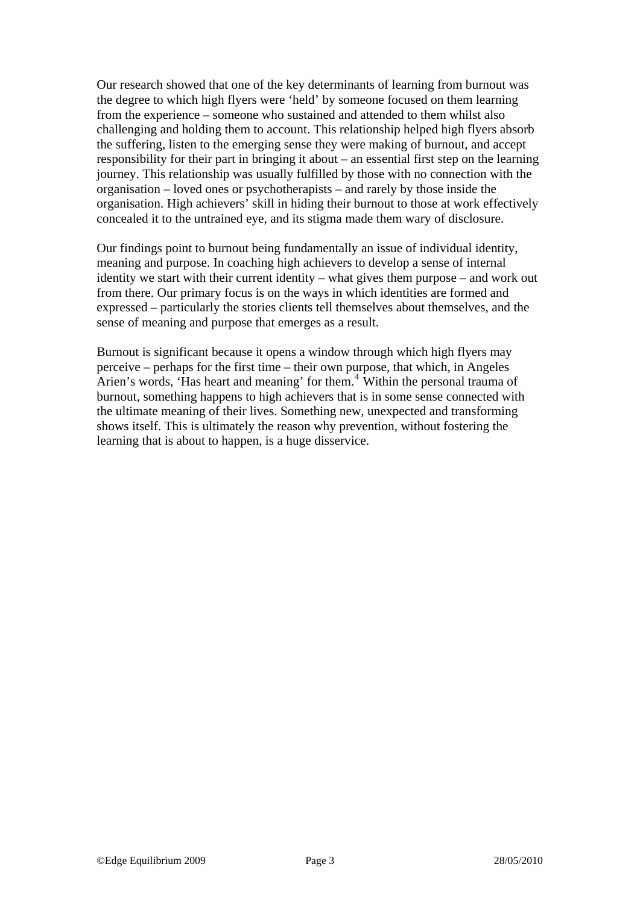Our research showed that one of the key determinants of learning from burnout was the degree to which high flyers were 'held' by someone focused on them learning from the experience – someone who sustained and attended to them whilst also challenging and holding them to account. This relationship helped high flyers absorb the suffering, listen to the emerging sense they were making of burnout, and accept responsibility for their part in bringing it about – an essential first step on the learning journey. This relationship was usually fulfilled by those with no connection with the organisation – loved ones or psychotherapists – and rarely by those inside the organisation. High achievers' skill in hiding their burnout to those at work effectively concealed it to the untrained eye, and its stigma made them wary of disclosure.

Our findings point to burnout being fundamentally an issue of individual identity, meaning and purpose. In coaching high achievers to develop a sense of internal identity we start with their current identity – what gives them purpose – and work out from there. Our primary focus is on the ways in which identities are formed and expressed – particularly the stories clients tell themselves about themselves, and the sense of meaning and purpose that emerges as a result.

Burnout is significant because it opens a window through which high flyers may perceive – perhaps for the first time – their own purpose, that which, in Angeles Arien's words, 'Has heart and meaning' for them.[4] Within the personal trauma of burnout, something happens to high achievers that is in some sense connected with the ultimate meaning of their lives. Something new, unexpected and transforming shows itself. This is ultimately the reason why prevention, without fostering the learning that is about to happen, is a huge disservice.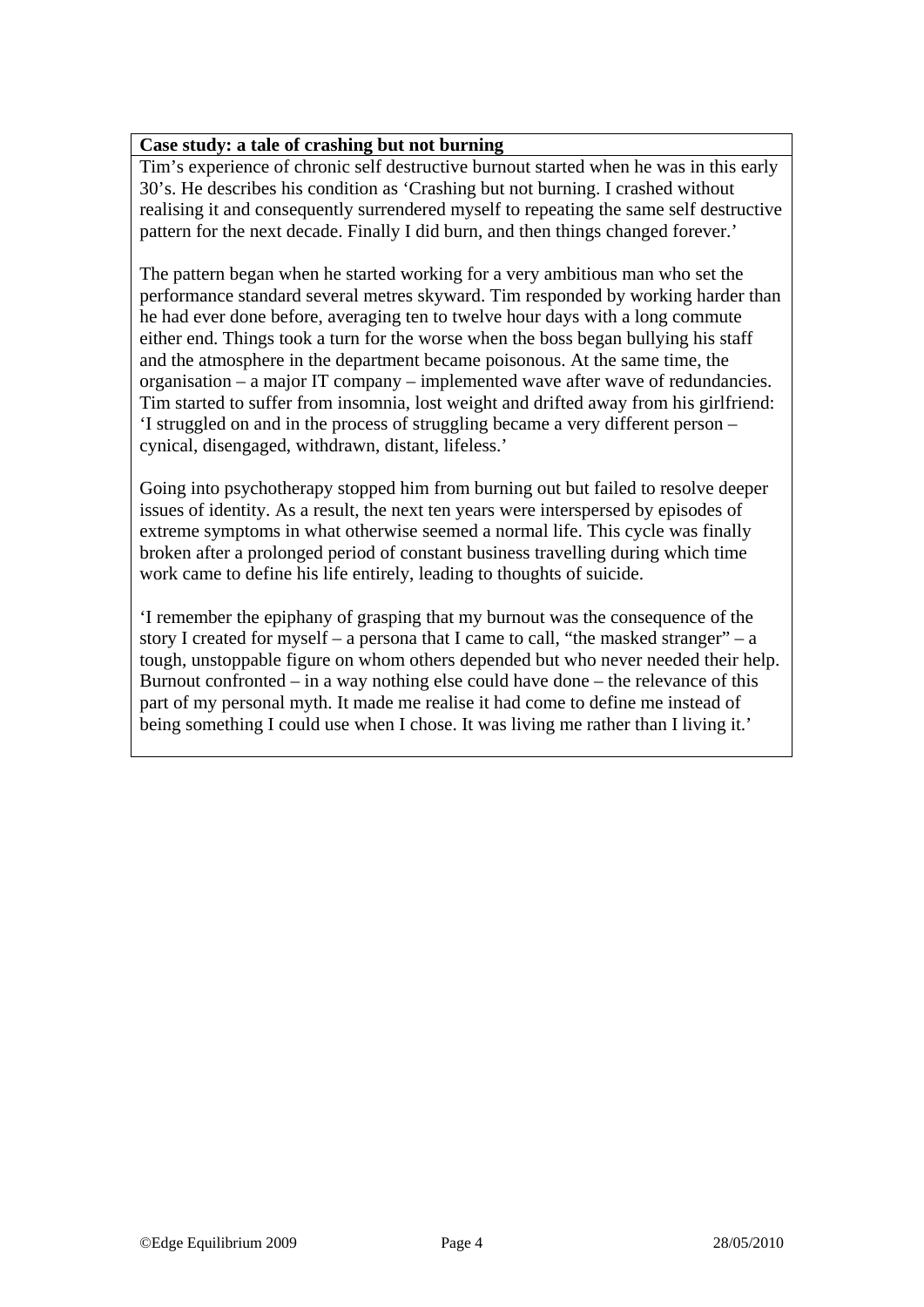**Case study: a tale of crashing but not burning**

Tim's experience of chronic self destructive burnout started when he was in this early 30's. He describes his condition as 'Crashing but not burning. I crashed without realising it and consequently surrendered myself to repeating the same self destructive pattern for the next decade. Finally I did burn, and then things changed forever.'

The pattern began when he started working for a very ambitious man who set the performance standard several metres skyward. Tim responded by working harder than he had ever done before, averaging ten to twelve hour days with a long commute either end. Things took a turn for the worse when the boss began bullying his staff and the atmosphere in the department became poisonous. At the same time, the organisation – a major IT company – implemented wave after wave of redundancies. Tim started to suffer from insomnia, lost weight and drifted away from his girlfriend: 'I struggled on and in the process of struggling became a very different person – cynical, disengaged, withdrawn, distant, lifeless.'

Going into psychotherapy stopped him from burning out but failed to resolve deeper issues of identity. As a result, the next ten years were interspersed by episodes of extreme symptoms in what otherwise seemed a normal life. This cycle was finally broken after a prolonged period of constant business travelling during which time work came to define his life entirely, leading to thoughts of suicide.

'I remember the epiphany of grasping that my burnout was the consequence of the story I created for myself – a persona that I came to call, "the masked stranger" – a tough, unstoppable figure on whom others depended but who never needed their help. Burnout confronted – in a way nothing else could have done – the relevance of this part of my personal myth. It made me realise it had come to define me instead of being something I could use when I chose. It was living me rather than I living it.'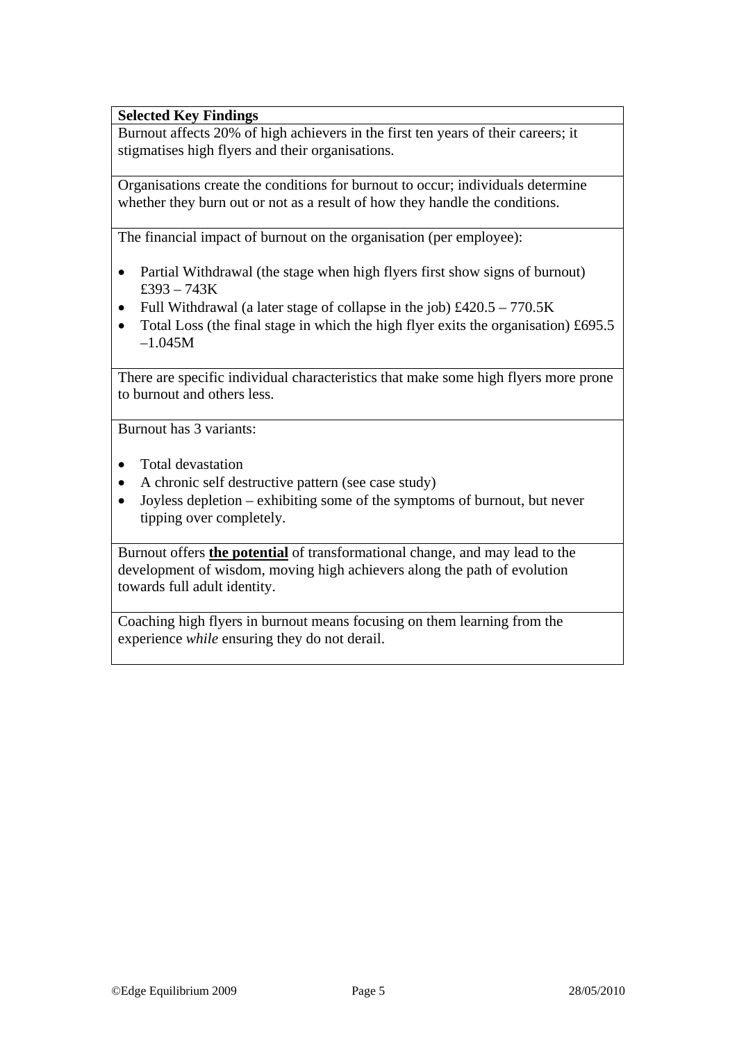| **Selected Key Findings** |
| --- |
| Burnout affects 20% of high achievers in the first ten years of their careers; it stigmatises high flyers and their organisations. |
| Organisations create the conditions for burnout to occur; individuals determine whether they burn out or not as a result of how they handle the conditions. |
| The financial impact of burnout on the organisation (per employee):<br><br>• Partial Withdrawal (the stage when high flyers first show signs of burnout) £393 – 743K<br>• Full Withdrawal (a later stage of collapse in the job) £420.5 – 770.5K<br>• Total Loss (the final stage in which the high flyer exits the organisation) £695.5 –1.045M |
| There are specific individual characteristics that make some high flyers more prone to burnout and others less. |
| Burnout has 3 variants:<br><br>• Total devastation<br>• A chronic self destructive pattern (see case study)<br>• Joyless depletion – exhibiting some of the symptoms of burnout, but never tipping over completely. |
| Burnout offers **<u>the potential</u>** of transformational change, and may lead to the development of wisdom, moving high achievers along the path of evolution towards full adult identity. |
| Coaching high flyers in burnout means focusing on them learning from the experience *while* ensuring they do not derail. |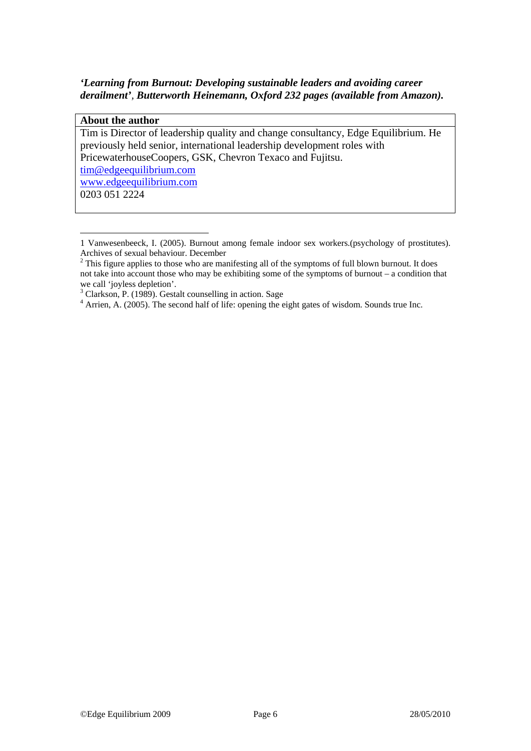***'Learning from Burnout: Developing sustainable leaders and avoiding career derailment', Butterworth Heinemann, Oxford 232 pages (available from Amazon).***

| **About the author** |
| --- |
| Tim is Director of leadership quality and change consultancy, Edge Equilibrium. He previously held senior, international leadership development roles with PricewaterhouseCoopers, GSK, Chevron Texaco and Fujitsu.<br>tim@edgeequilibrium.com<br>www.edgeequilibrium.com<br>0203 051 2224 |

---

1 Vanwesenbeeck, I. (2005). Burnout among female indoor sex workers.(psychology of prostitutes). Archives of sexual behaviour. December

[2] This figure applies to those who are manifesting all of the symptoms of full blown burnout. It does not take into account those who may be exhibiting some of the symptoms of burnout – a condition that we call 'joyless depletion'.

[3] Clarkson, P. (1989). Gestalt counselling in action. Sage

[4] Arrien, A. (2005). The second half of life: opening the eight gates of wisdom. Sounds true Inc.